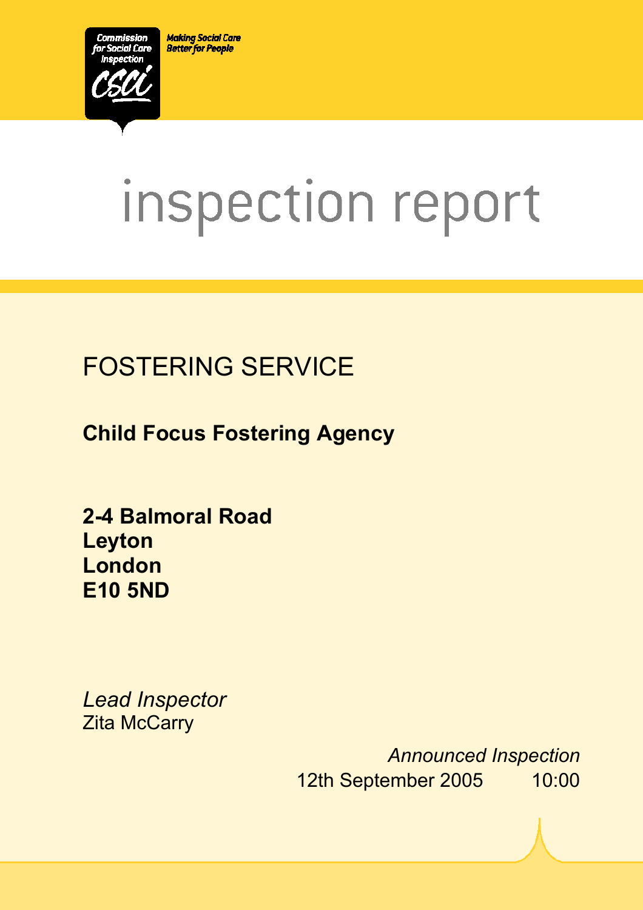Commission for Social Care Inspection

Making Social Care Better for People

# inspection report

## FOSTERING SERVICE

**Child Focus Fostering Agency**

**2-4 Balmoral Road**
**Leyton**
**London**
**E10 5ND**

*Lead Inspector*
Zita McCarry

*Announced Inspection*
12th September 2005 10:00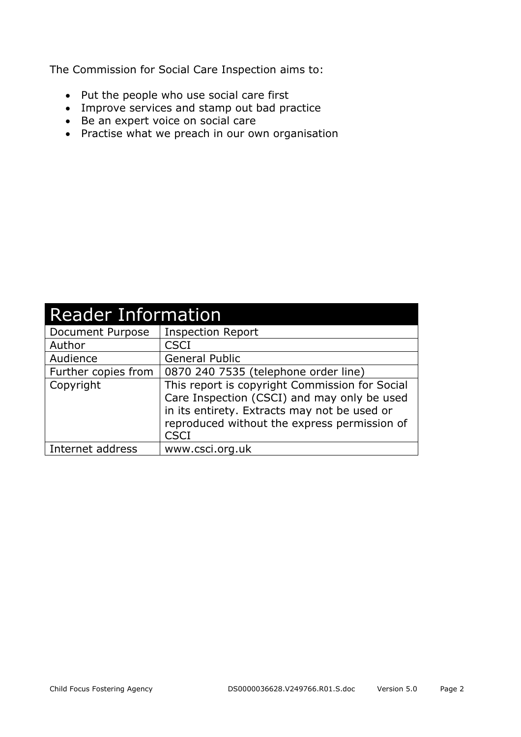The Commission for Social Care Inspection aims to:

- Put the people who use social care first
- Improve services and stamp out bad practice
- Be an expert voice on social care
- Practise what we preach in our own organisation

| Reader Information | |
|---|---|
| Document Purpose | Inspection Report |
| Author | CSCI |
| Audience | General Public |
| Further copies from | 0870 240 7535 (telephone order line) |
| Copyright | This report is copyright Commission for Social Care Inspection (CSCI) and may only be used in its entirety. Extracts may not be used or reproduced without the express permission of CSCI |
| Internet address | www.csci.org.uk |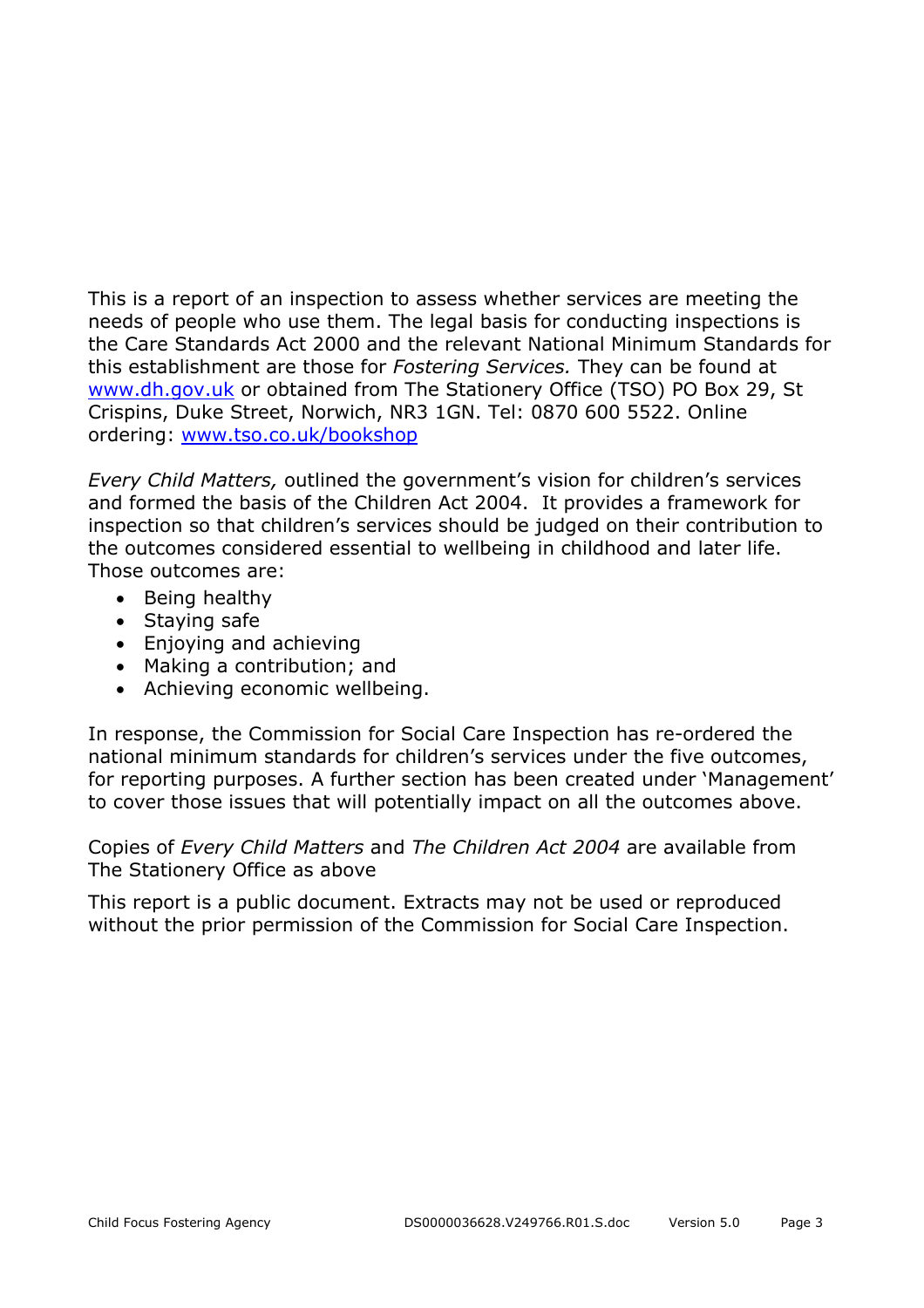This is a report of an inspection to assess whether services are meeting the needs of people who use them. The legal basis for conducting inspections is the Care Standards Act 2000 and the relevant National Minimum Standards for this establishment are those for *Fostering Services.* They can be found at [www.dh.gov.uk](http://www.dh.gov.uk) or obtained from The Stationery Office (TSO) PO Box 29, St Crispins, Duke Street, Norwich, NR3 1GN. Tel: 0870 600 5522. Online ordering: [www.tso.co.uk/bookshop](http://www.tso.co.uk/bookshop)

*Every Child Matters,* outlined the government's vision for children's services and formed the basis of the Children Act 2004. It provides a framework for inspection so that children's services should be judged on their contribution to the outcomes considered essential to wellbeing in childhood and later life. Those outcomes are:

- Being healthy
- Staying safe
- Enjoying and achieving
- Making a contribution; and
- Achieving economic wellbeing.

In response, the Commission for Social Care Inspection has re-ordered the national minimum standards for children's services under the five outcomes, for reporting purposes. A further section has been created under 'Management' to cover those issues that will potentially impact on all the outcomes above.

Copies of *Every Child Matters* and *The Children Act 2004* are available from The Stationery Office as above

This report is a public document. Extracts may not be used or reproduced without the prior permission of the Commission for Social Care Inspection.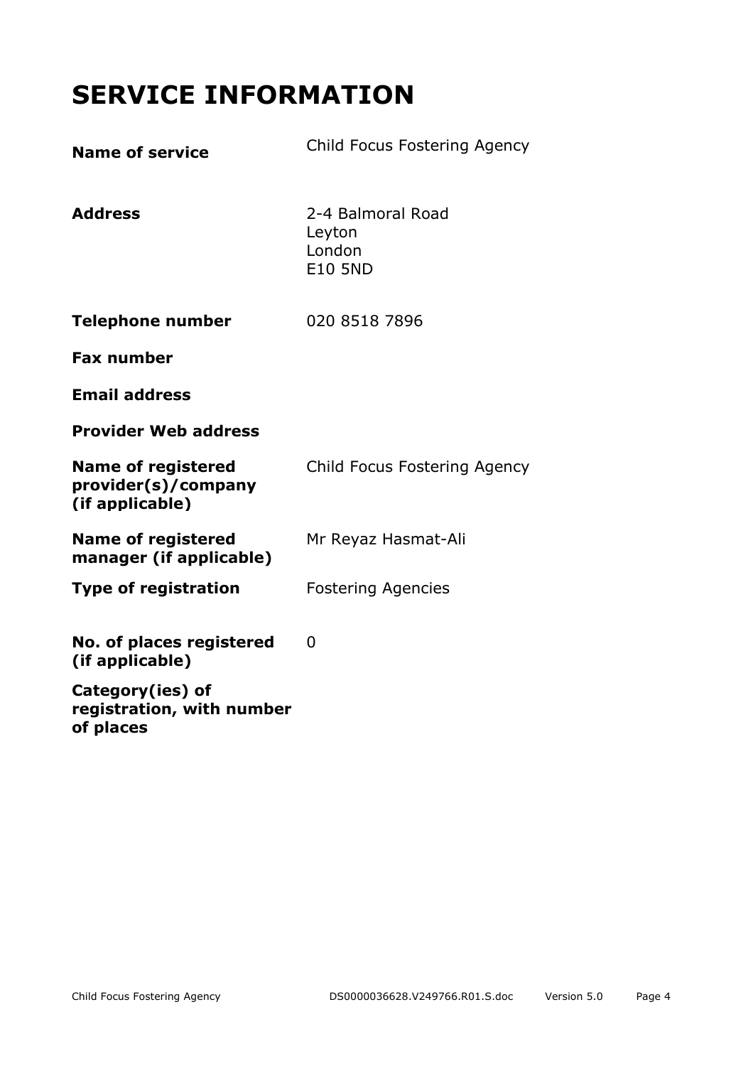# SERVICE INFORMATION

| | |
|---|---|
| **Name of service** | Child Focus Fostering Agency |
| **Address** | 2-4 Balmoral Road<br>Leyton<br>London<br>E10 5ND |
| **Telephone number** | 020 8518 7896 |
| **Fax number** | |
| **Email address** | |
| **Provider Web address** | |
| **Name of registered provider(s)/company (if applicable)** | Child Focus Fostering Agency |
| **Name of registered manager (if applicable)** | Mr Reyaz Hasmat-Ali |
| **Type of registration** | Fostering Agencies |
| **No. of places registered (if applicable)** | 0 |
| **Category(ies) of registration, with number of places** | |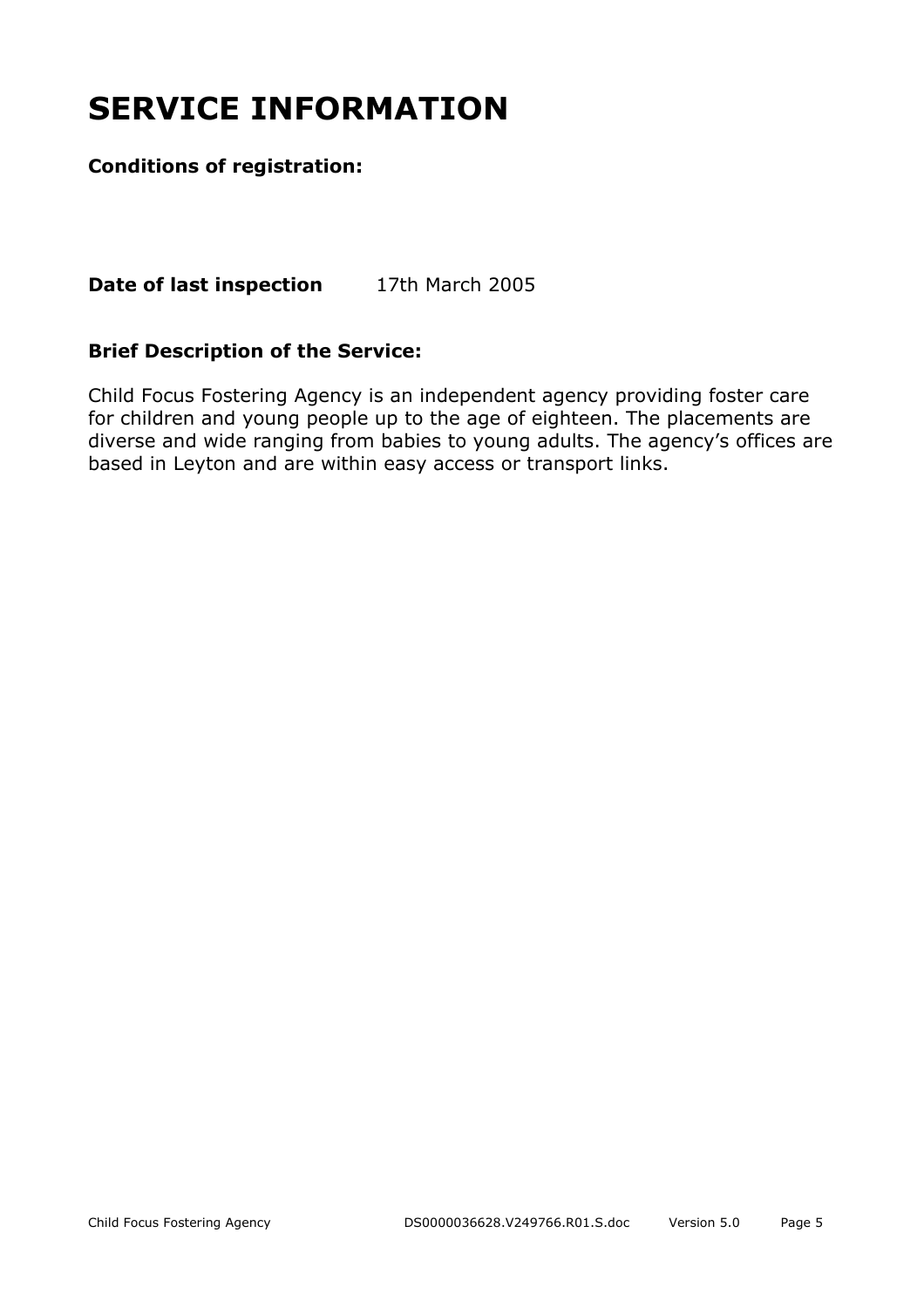# SERVICE INFORMATION

**Conditions of registration:**

**Date of last inspection** 17th March 2005

### Brief Description of the Service:

Child Focus Fostering Agency is an independent agency providing foster care for children and young people up to the age of eighteen. The placements are diverse and wide ranging from babies to young adults. The agency's offices are based in Leyton and are within easy access or transport links.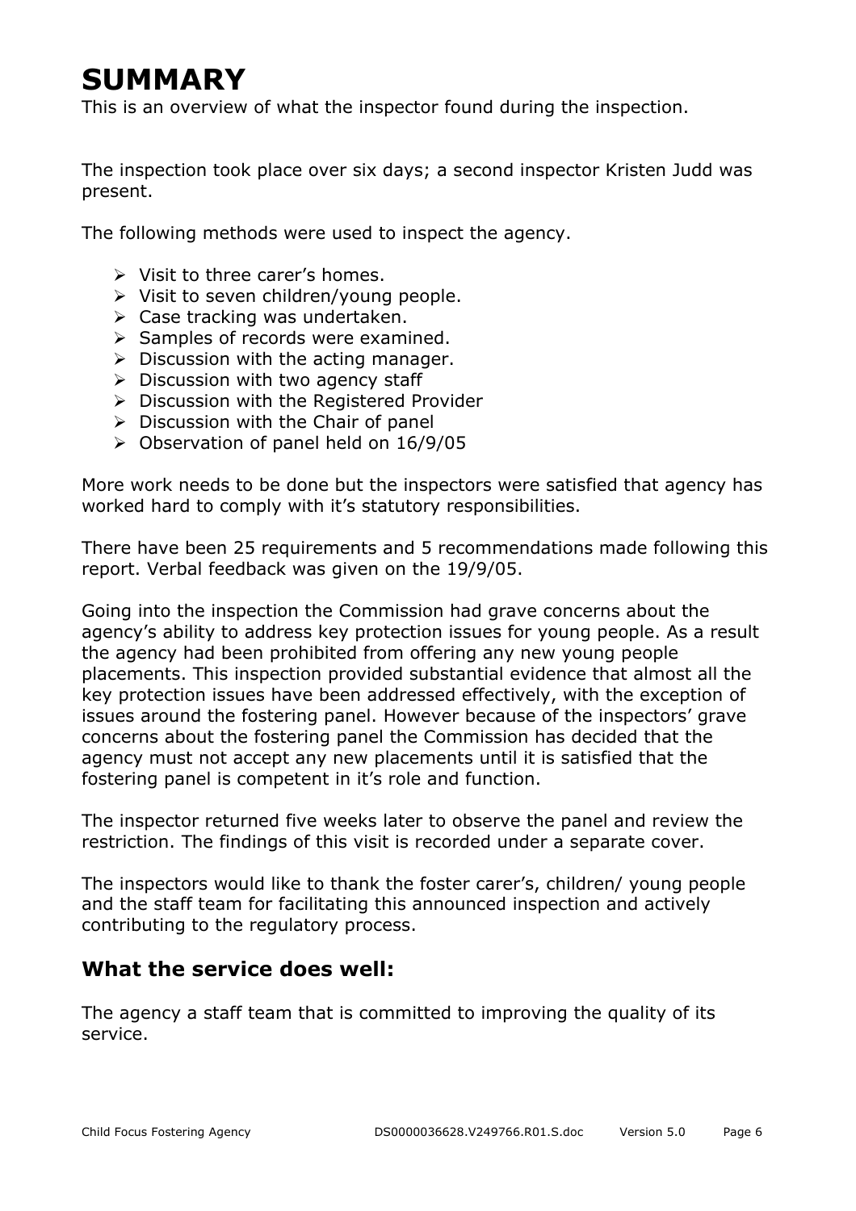# SUMMARY

This is an overview of what the inspector found during the inspection.

The inspection took place over six days; a second inspector Kristen Judd was present.

The following methods were used to inspect the agency.

- Visit to three carer's homes.
- Visit to seven children/young people.
- Case tracking was undertaken.
- Samples of records were examined.
- Discussion with the acting manager.
- Discussion with two agency staff
- Discussion with the Registered Provider
- Discussion with the Chair of panel
- Observation of panel held on 16/9/05

More work needs to be done but the inspectors were satisfied that agency has worked hard to comply with it's statutory responsibilities.

There have been 25 requirements and 5 recommendations made following this report. Verbal feedback was given on the 19/9/05.

Going into the inspection the Commission had grave concerns about the agency's ability to address key protection issues for young people. As a result the agency had been prohibited from offering any new young people placements. This inspection provided substantial evidence that almost all the key protection issues have been addressed effectively, with the exception of issues around the fostering panel. However because of the inspectors' grave concerns about the fostering panel the Commission has decided that the agency must not accept any new placements until it is satisfied that the fostering panel is competent in it's role and function.

The inspector returned five weeks later to observe the panel and review the restriction. The findings of this visit is recorded under a separate cover.

The inspectors would like to thank the foster carer's, children/ young people and the staff team for facilitating this announced inspection and actively contributing to the regulatory process.

## What the service does well:

The agency a staff team that is committed to improving the quality of its service.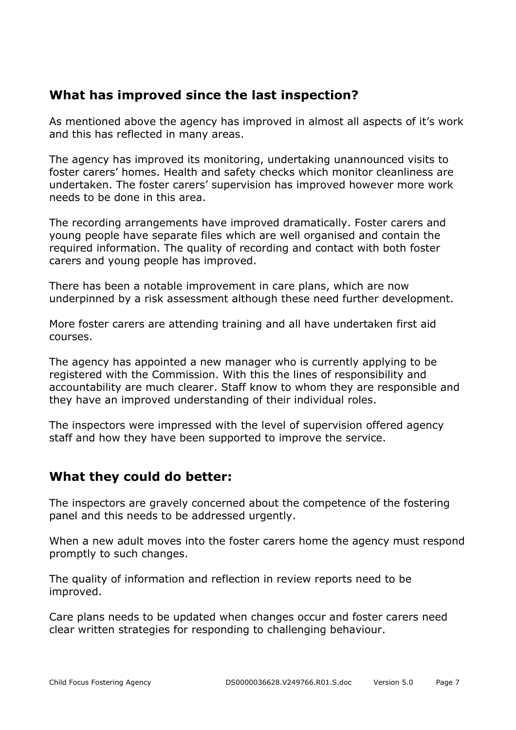## What has improved since the last inspection?

As mentioned above the agency has improved in almost all aspects of it's work and this has reflected in many areas.

The agency has improved its monitoring, undertaking unannounced visits to foster carers' homes. Health and safety checks which monitor cleanliness are undertaken. The foster carers' supervision has improved however more work needs to be done in this area.

The recording arrangements have improved dramatically. Foster carers and young people have separate files which are well organised and contain the required information. The quality of recording and contact with both foster carers and young people has improved.

There has been a notable improvement in care plans, which are now underpinned by a risk assessment although these need further development.

More foster carers are attending training and all have undertaken first aid courses.

The agency has appointed a new manager who is currently applying to be registered with the Commission. With this the lines of responsibility and accountability are much clearer. Staff know to whom they are responsible and they have an improved understanding of their individual roles.

The inspectors were impressed with the level of supervision offered agency staff and how they have been supported to improve the service.

## What they could do better:

The inspectors are gravely concerned about the competence of the fostering panel and this needs to be addressed urgently.

When a new adult moves into the foster carers home the agency must respond promptly to such changes.

The quality of information and reflection in review reports need to be improved.

Care plans needs to be updated when changes occur and foster carers need clear written strategies for responding to challenging behaviour.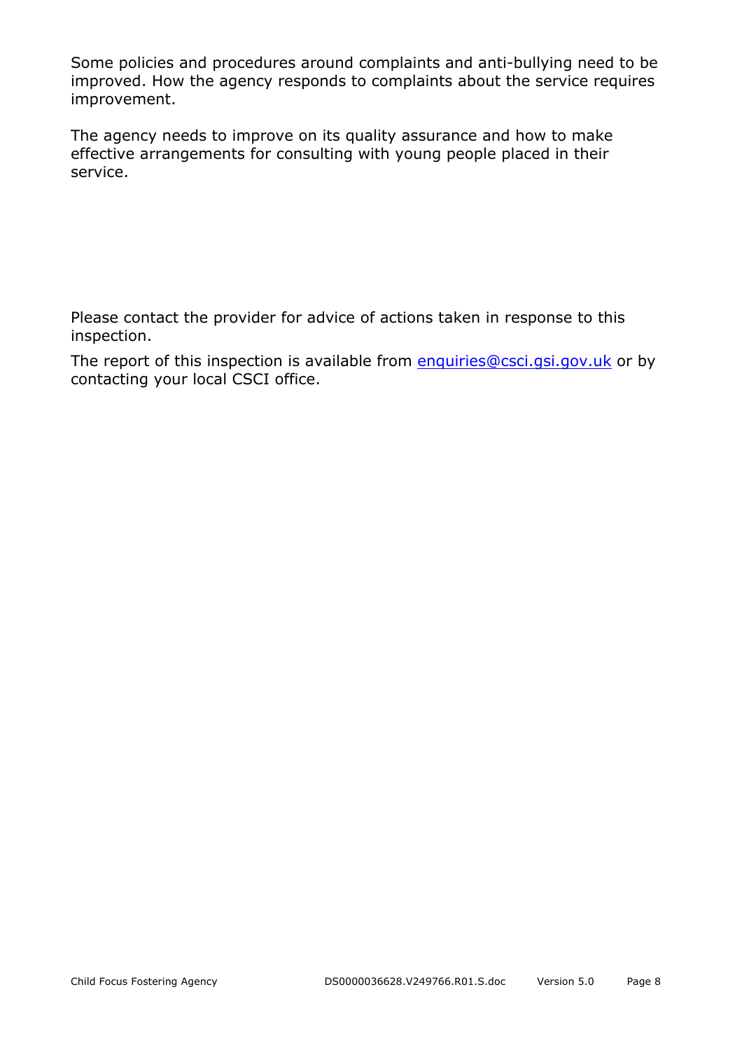Some policies and procedures around complaints and anti-bullying need to be improved. How the agency responds to complaints about the service requires improvement.

The agency needs to improve on its quality assurance and how to make effective arrangements for consulting with young people placed in their service.

Please contact the provider for advice of actions taken in response to this inspection.

The report of this inspection is available from enquiries@csci.gsi.gov.uk or by contacting your local CSCI office.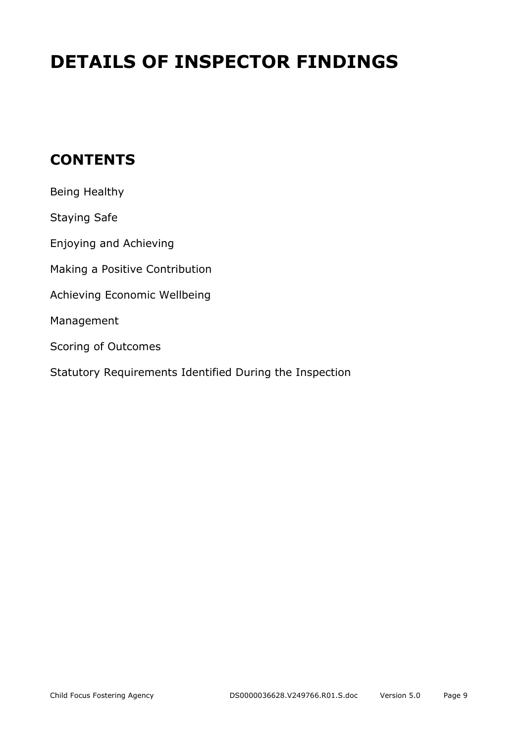# DETAILS OF INSPECTOR FINDINGS

## CONTENTS

Being Healthy

Staying Safe

Enjoying and Achieving

Making a Positive Contribution

Achieving Economic Wellbeing

Management

Scoring of Outcomes

Statutory Requirements Identified During the Inspection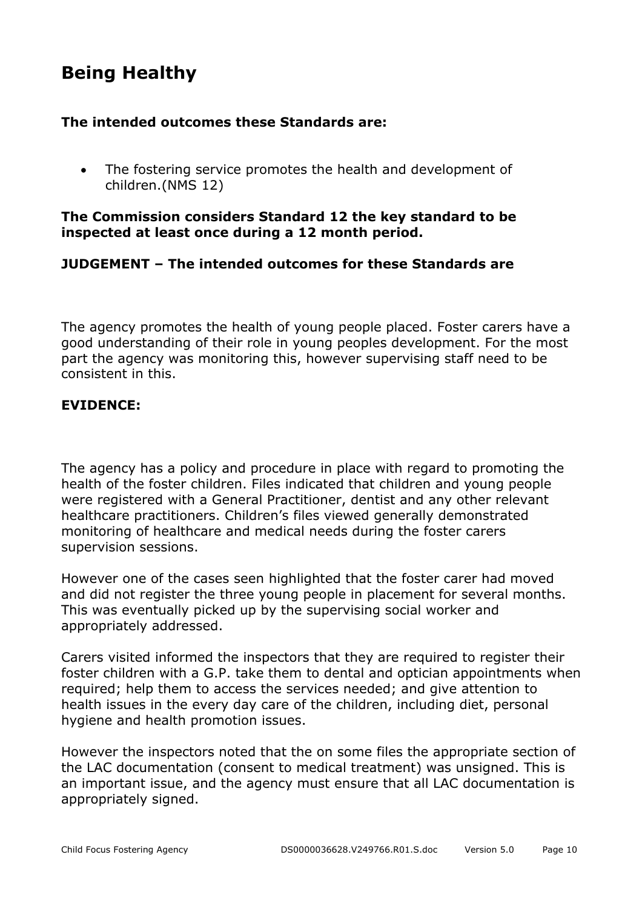## Being Healthy

**The intended outcomes these Standards are:**

- The fostering service promotes the health and development of children.(NMS 12)

**The Commission considers Standard 12 the key standard to be inspected at least once during a 12 month period.**

**JUDGEMENT – The intended outcomes for these Standards are**

The agency promotes the health of young people placed. Foster carers have a good understanding of their role in young peoples development. For the most part the agency was monitoring this, however supervising staff need to be consistent in this.

**EVIDENCE:**

The agency has a policy and procedure in place with regard to promoting the health of the foster children. Files indicated that children and young people were registered with a General Practitioner, dentist and any other relevant healthcare practitioners. Children's files viewed generally demonstrated monitoring of healthcare and medical needs during the foster carers supervision sessions.

However one of the cases seen highlighted that the foster carer had moved and did not register the three young people in placement for several months. This was eventually picked up by the supervising social worker and appropriately addressed.

Carers visited informed the inspectors that they are required to register their foster children with a G.P. take them to dental and optician appointments when required; help them to access the services needed; and give attention to health issues in the every day care of the children, including diet, personal hygiene and health promotion issues.

However the inspectors noted that the on some files the appropriate section of the LAC documentation (consent to medical treatment) was unsigned. This is an important issue, and the agency must ensure that all LAC documentation is appropriately signed.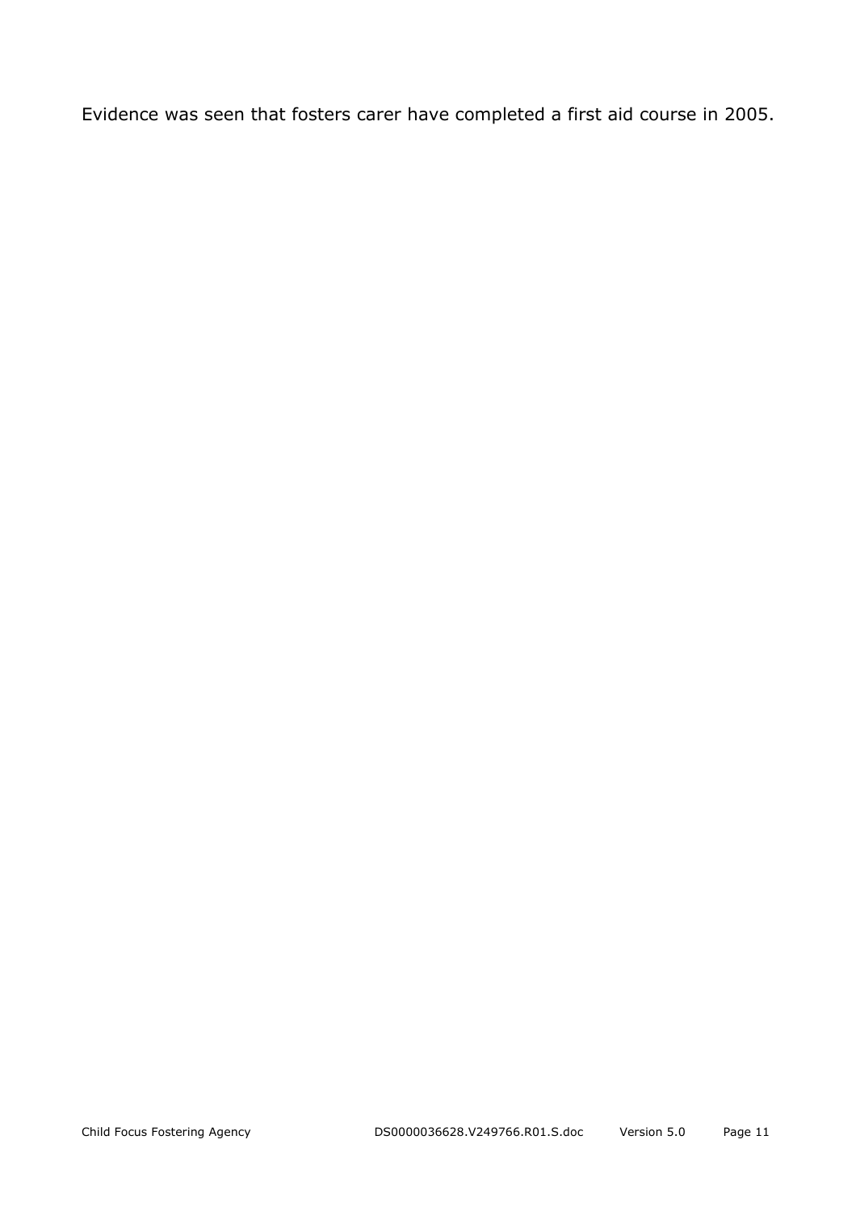Evidence was seen that fosters carer have completed a first aid course in 2005.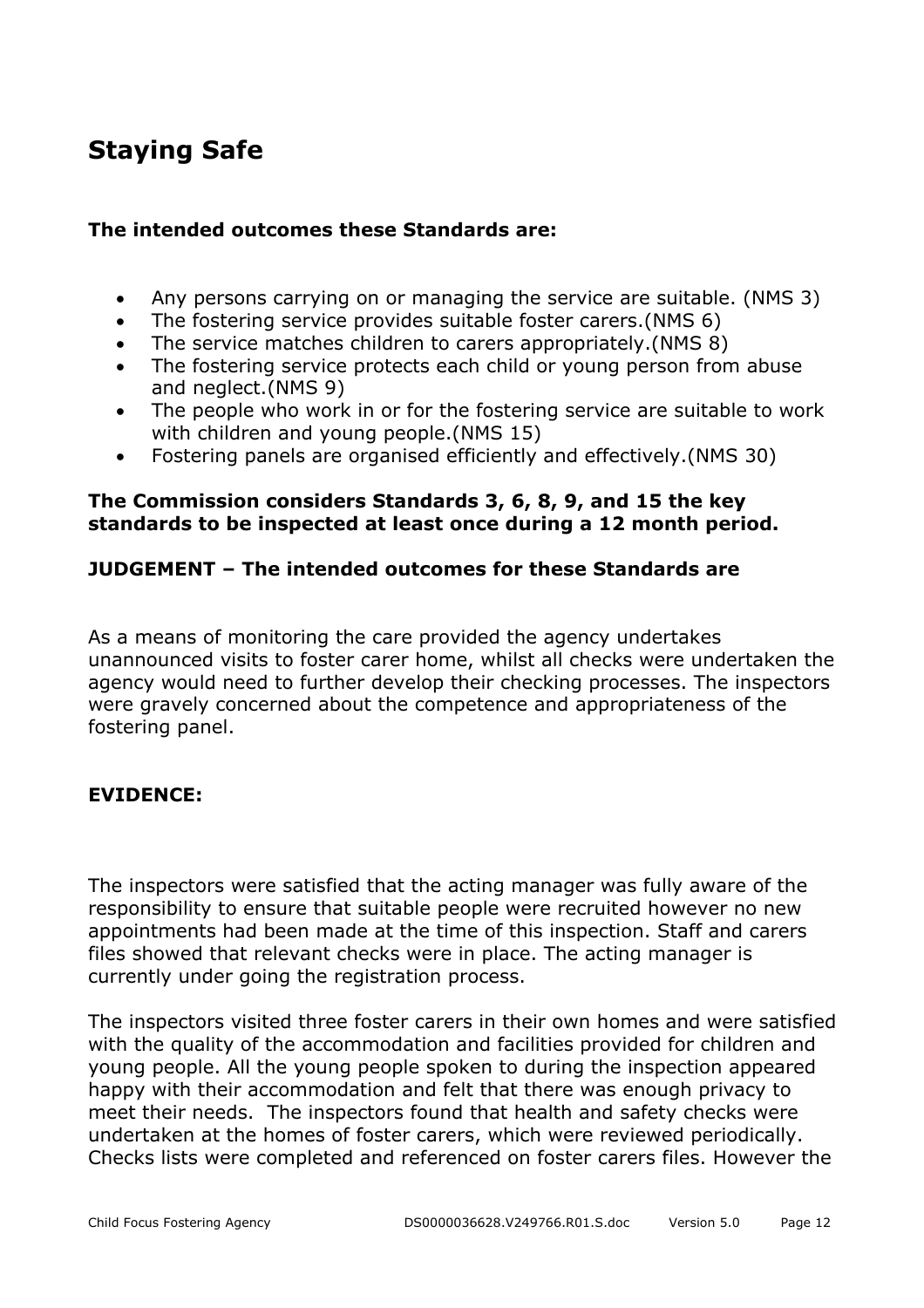# Staying Safe

**The intended outcomes these Standards are:**

- Any persons carrying on or managing the service are suitable. (NMS 3)
- The fostering service provides suitable foster carers.(NMS 6)
- The service matches children to carers appropriately.(NMS 8)
- The fostering service protects each child or young person from abuse and neglect.(NMS 9)
- The people who work in or for the fostering service are suitable to work with children and young people.(NMS 15)
- Fostering panels are organised efficiently and effectively.(NMS 30)

**The Commission considers Standards 3, 6, 8, 9, and 15 the key standards to be inspected at least once during a 12 month period.**

**JUDGEMENT – The intended outcomes for these Standards are**

As a means of monitoring the care provided the agency undertakes unannounced visits to foster carer home, whilst all checks were undertaken the agency would need to further develop their checking processes. The inspectors were gravely concerned about the competence and appropriateness of the fostering panel.

**EVIDENCE:**

The inspectors were satisfied that the acting manager was fully aware of the responsibility to ensure that suitable people were recruited however no new appointments had been made at the time of this inspection. Staff and carers files showed that relevant checks were in place. The acting manager is currently under going the registration process.

The inspectors visited three foster carers in their own homes and were satisfied with the quality of the accommodation and facilities provided for children and young people. All the young people spoken to during the inspection appeared happy with their accommodation and felt that there was enough privacy to meet their needs. The inspectors found that health and safety checks were undertaken at the homes of foster carers, which were reviewed periodically. Checks lists were completed and referenced on foster carers files. However the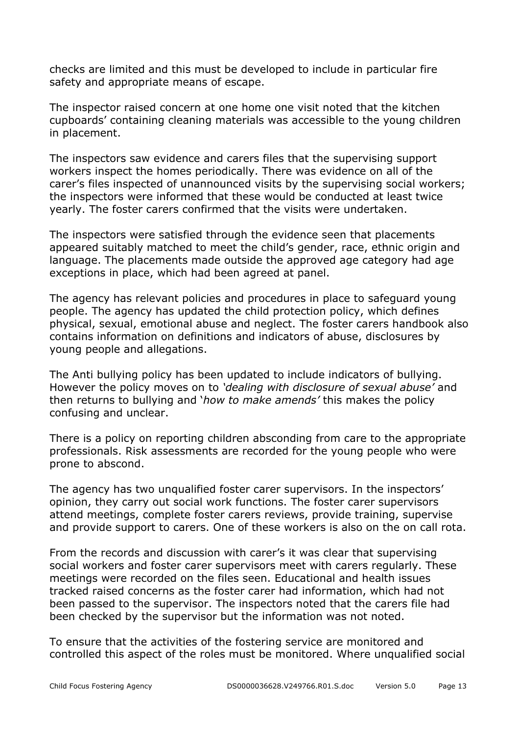checks are limited and this must be developed to include in particular fire safety and appropriate means of escape.

The inspector raised concern at one home one visit noted that the kitchen cupboards' containing cleaning materials was accessible to the young children in placement.

The inspectors saw evidence and carers files that the supervising support workers inspect the homes periodically. There was evidence on all of the carer's files inspected of unannounced visits by the supervising social workers; the inspectors were informed that these would be conducted at least twice yearly. The foster carers confirmed that the visits were undertaken.

The inspectors were satisfied through the evidence seen that placements appeared suitably matched to meet the child's gender, race, ethnic origin and language. The placements made outside the approved age category had age exceptions in place, which had been agreed at panel.

The agency has relevant policies and procedures in place to safeguard young people. The agency has updated the child protection policy, which defines physical, sexual, emotional abuse and neglect. The foster carers handbook also contains information on definitions and indicators of abuse, disclosures by young people and allegations.

The Anti bullying policy has been updated to include indicators of bullying. However the policy moves on to *'dealing with disclosure of sexual abuse'* and then returns to bullying and '*how to make amends'* this makes the policy confusing and unclear.

There is a policy on reporting children absconding from care to the appropriate professionals. Risk assessments are recorded for the young people who were prone to abscond.

The agency has two unqualified foster carer supervisors. In the inspectors' opinion, they carry out social work functions. The foster carer supervisors attend meetings, complete foster carers reviews, provide training, supervise and provide support to carers. One of these workers is also on the on call rota.

From the records and discussion with carer's it was clear that supervising social workers and foster carer supervisors meet with carers regularly. These meetings were recorded on the files seen. Educational and health issues tracked raised concerns as the foster carer had information, which had not been passed to the supervisor. The inspectors noted that the carers file had been checked by the supervisor but the information was not noted.

To ensure that the activities of the fostering service are monitored and controlled this aspect of the roles must be monitored. Where unqualified social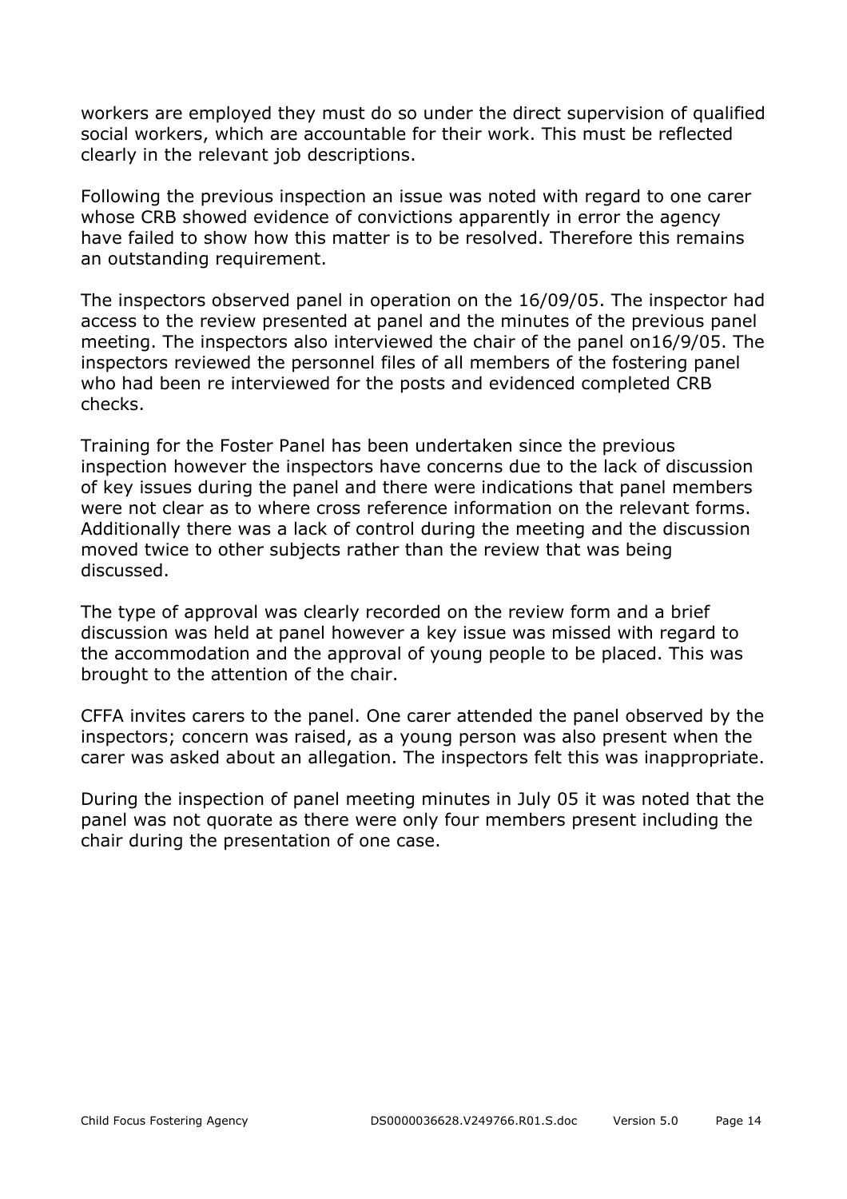workers are employed they must do so under the direct supervision of qualified social workers, which are accountable for their work. This must be reflected clearly in the relevant job descriptions.

Following the previous inspection an issue was noted with regard to one carer whose CRB showed evidence of convictions apparently in error the agency have failed to show how this matter is to be resolved. Therefore this remains an outstanding requirement.

The inspectors observed panel in operation on the 16/09/05. The inspector had access to the review presented at panel and the minutes of the previous panel meeting. The inspectors also interviewed the chair of the panel on16/9/05. The inspectors reviewed the personnel files of all members of the fostering panel who had been re interviewed for the posts and evidenced completed CRB checks.

Training for the Foster Panel has been undertaken since the previous inspection however the inspectors have concerns due to the lack of discussion of key issues during the panel and there were indications that panel members were not clear as to where cross reference information on the relevant forms. Additionally there was a lack of control during the meeting and the discussion moved twice to other subjects rather than the review that was being discussed.

The type of approval was clearly recorded on the review form and a brief discussion was held at panel however a key issue was missed with regard to the accommodation and the approval of young people to be placed. This was brought to the attention of the chair.

CFFA invites carers to the panel. One carer attended the panel observed by the inspectors; concern was raised, as a young person was also present when the carer was asked about an allegation. The inspectors felt this was inappropriate.

During the inspection of panel meeting minutes in July 05 it was noted that the panel was not quorate as there were only four members present including the chair during the presentation of one case.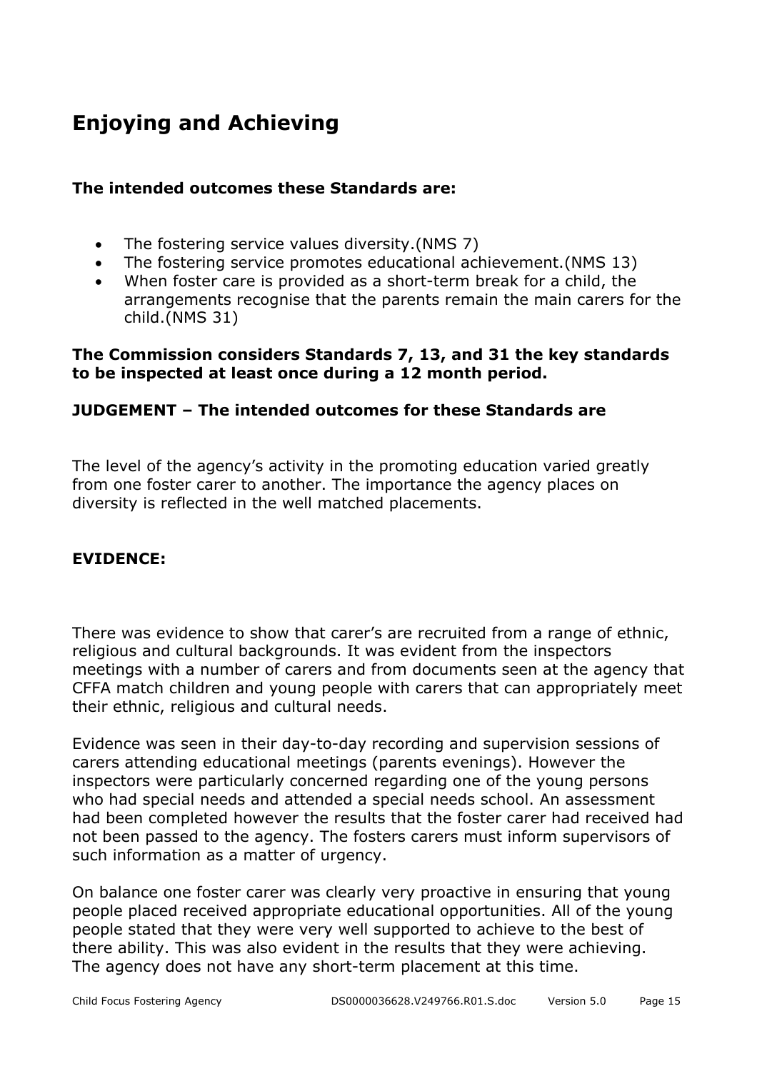# Enjoying and Achieving

**The intended outcomes these Standards are:**

- The fostering service values diversity.(NMS 7)
- The fostering service promotes educational achievement.(NMS 13)
- When foster care is provided as a short-term break for a child, the arrangements recognise that the parents remain the main carers for the child.(NMS 31)

**The Commission considers Standards 7, 13, and 31 the key standards to be inspected at least once during a 12 month period.**

**JUDGEMENT – The intended outcomes for these Standards are**

The level of the agency's activity in the promoting education varied greatly from one foster carer to another. The importance the agency places on diversity is reflected in the well matched placements.

**EVIDENCE:**

There was evidence to show that carer's are recruited from a range of ethnic, religious and cultural backgrounds. It was evident from the inspectors meetings with a number of carers and from documents seen at the agency that CFFA match children and young people with carers that can appropriately meet their ethnic, religious and cultural needs.

Evidence was seen in their day-to-day recording and supervision sessions of carers attending educational meetings (parents evenings). However the inspectors were particularly concerned regarding one of the young persons who had special needs and attended a special needs school. An assessment had been completed however the results that the foster carer had received had not been passed to the agency. The fosters carers must inform supervisors of such information as a matter of urgency.

On balance one foster carer was clearly very proactive in ensuring that young people placed received appropriate educational opportunities. All of the young people stated that they were very well supported to achieve to the best of there ability. This was also evident in the results that they were achieving. The agency does not have any short-term placement at this time.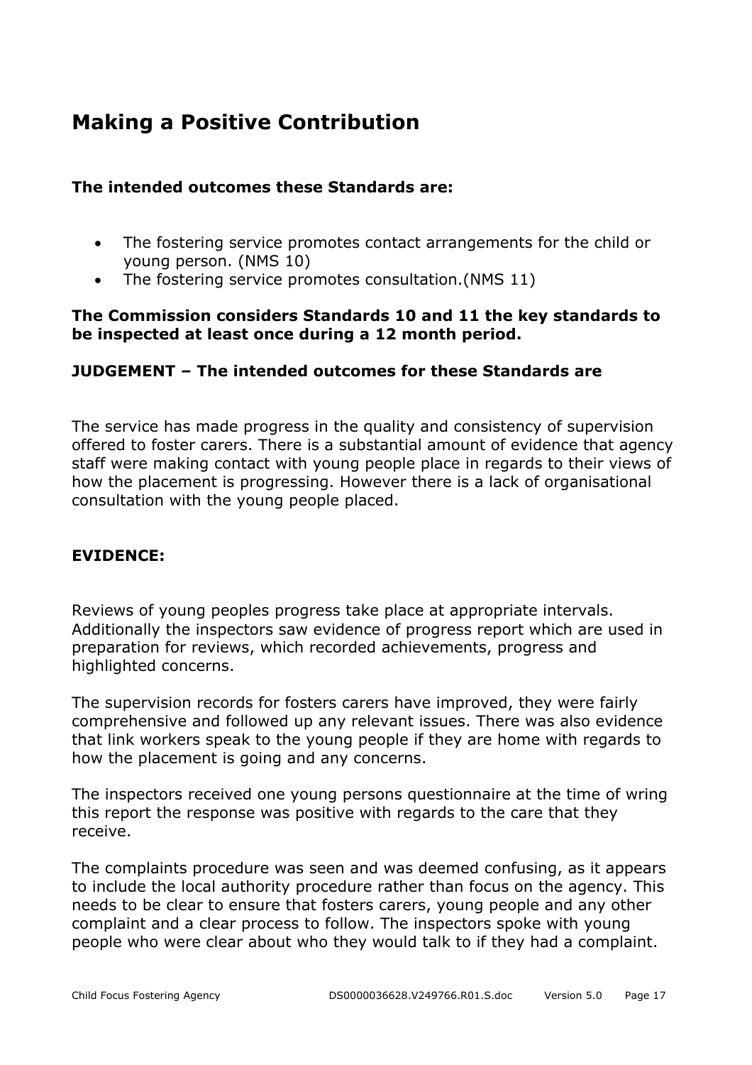## Making a Positive Contribution

**The intended outcomes these Standards are:**

- The fostering service promotes contact arrangements for the child or young person. (NMS 10)
- The fostering service promotes consultation.(NMS 11)

**The Commission considers Standards 10 and 11 the key standards to be inspected at least once during a 12 month period.**

**JUDGEMENT – The intended outcomes for these Standards are**

The service has made progress in the quality and consistency of supervision offered to foster carers. There is a substantial amount of evidence that agency staff were making contact with young people place in regards to their views of how the placement is progressing. However there is a lack of organisational consultation with the young people placed.

**EVIDENCE:**

Reviews of young peoples progress take place at appropriate intervals. Additionally the inspectors saw evidence of progress report which are used in preparation for reviews, which recorded achievements, progress and highlighted concerns.

The supervision records for fosters carers have improved, they were fairly comprehensive and followed up any relevant issues. There was also evidence that link workers speak to the young people if they are home with regards to how the placement is going and any concerns.

The inspectors received one young persons questionnaire at the time of wring this report the response was positive with regards to the care that they receive.

The complaints procedure was seen and was deemed confusing, as it appears to include the local authority procedure rather than focus on the agency. This needs to be clear to ensure that fosters carers, young people and any other complaint and a clear process to follow. The inspectors spoke with young people who were clear about who they would talk to if they had a complaint.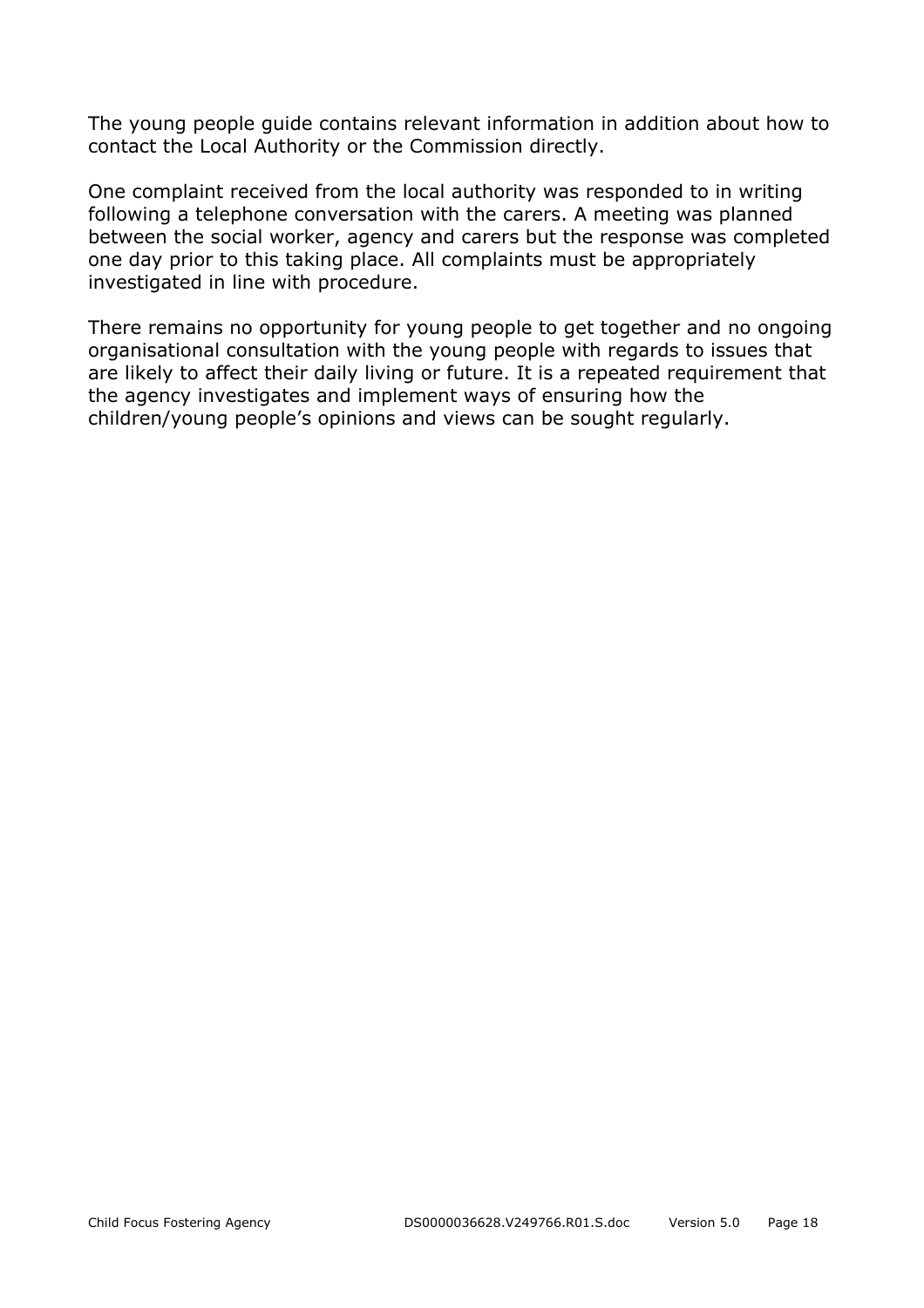The young people guide contains relevant information in addition about how to contact the Local Authority or the Commission directly.

One complaint received from the local authority was responded to in writing following a telephone conversation with the carers. A meeting was planned between the social worker, agency and carers but the response was completed one day prior to this taking place. All complaints must be appropriately investigated in line with procedure.

There remains no opportunity for young people to get together and no ongoing organisational consultation with the young people with regards to issues that are likely to affect their daily living or future. It is a repeated requirement that the agency investigates and implement ways of ensuring how the children/young people's opinions and views can be sought regularly.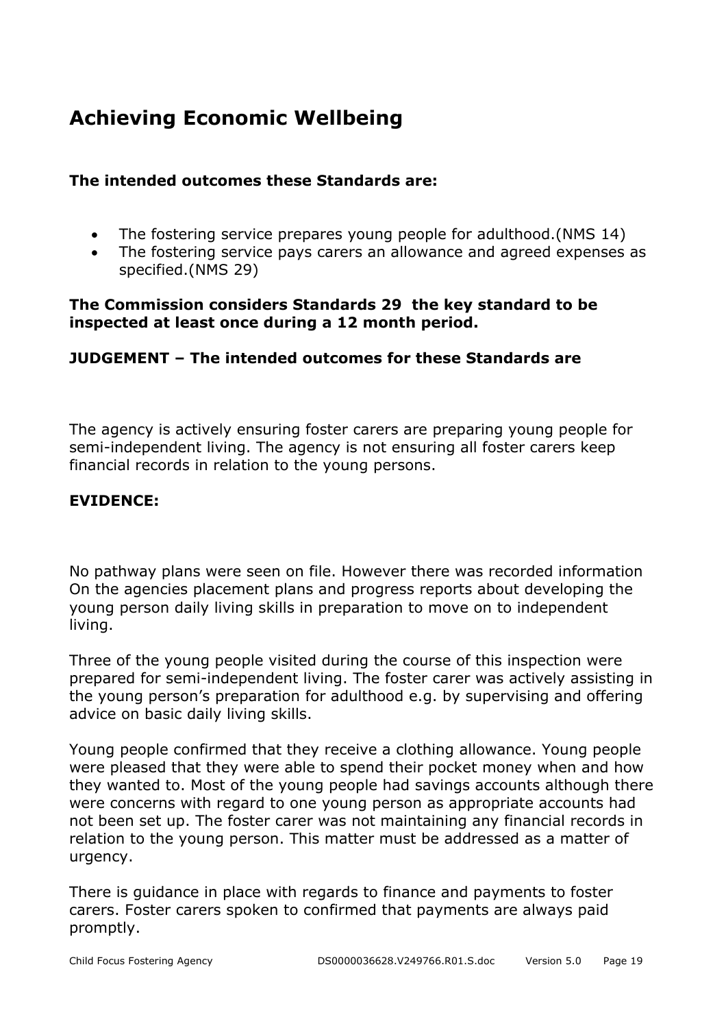## Achieving Economic Wellbeing

**The intended outcomes these Standards are:**

- The fostering service prepares young people for adulthood.(NMS 14)
- The fostering service pays carers an allowance and agreed expenses as specified.(NMS 29)

**The Commission considers Standards 29 the key standard to be inspected at least once during a 12 month period.**

**JUDGEMENT – The intended outcomes for these Standards are**

The agency is actively ensuring foster carers are preparing young people for semi-independent living. The agency is not ensuring all foster carers keep financial records in relation to the young persons.

**EVIDENCE:**

No pathway plans were seen on file. However there was recorded information On the agencies placement plans and progress reports about developing the young person daily living skills in preparation to move on to independent living.

Three of the young people visited during the course of this inspection were prepared for semi-independent living. The foster carer was actively assisting in the young person's preparation for adulthood e.g. by supervising and offering advice on basic daily living skills.

Young people confirmed that they receive a clothing allowance. Young people were pleased that they were able to spend their pocket money when and how they wanted to. Most of the young people had savings accounts although there were concerns with regard to one young person as appropriate accounts had not been set up. The foster carer was not maintaining any financial records in relation to the young person. This matter must be addressed as a matter of urgency.

There is guidance in place with regards to finance and payments to foster carers. Foster carers spoken to confirmed that payments are always paid promptly.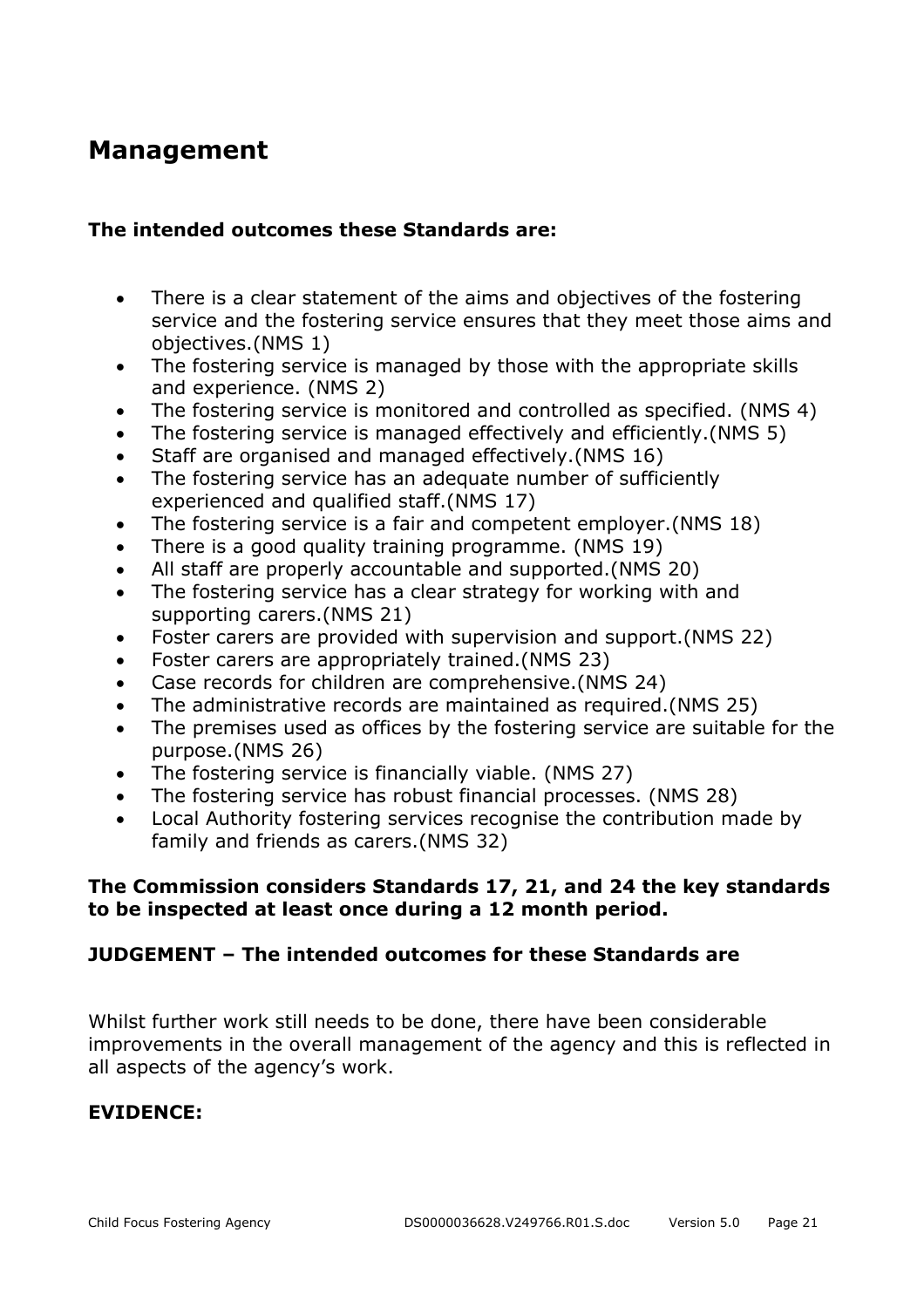# Management

**The intended outcomes these Standards are:**

- There is a clear statement of the aims and objectives of the fostering service and the fostering service ensures that they meet those aims and objectives.(NMS 1)
- The fostering service is managed by those with the appropriate skills and experience. (NMS 2)
- The fostering service is monitored and controlled as specified. (NMS 4)
- The fostering service is managed effectively and efficiently.(NMS 5)
- Staff are organised and managed effectively.(NMS 16)
- The fostering service has an adequate number of sufficiently experienced and qualified staff.(NMS 17)
- The fostering service is a fair and competent employer.(NMS 18)
- There is a good quality training programme. (NMS 19)
- All staff are properly accountable and supported.(NMS 20)
- The fostering service has a clear strategy for working with and supporting carers.(NMS 21)
- Foster carers are provided with supervision and support.(NMS 22)
- Foster carers are appropriately trained.(NMS 23)
- Case records for children are comprehensive.(NMS 24)
- The administrative records are maintained as required.(NMS 25)
- The premises used as offices by the fostering service are suitable for the purpose.(NMS 26)
- The fostering service is financially viable. (NMS 27)
- The fostering service has robust financial processes. (NMS 28)
- Local Authority fostering services recognise the contribution made by family and friends as carers.(NMS 32)

**The Commission considers Standards 17, 21, and 24 the key standards to be inspected at least once during a 12 month period.**

**JUDGEMENT – The intended outcomes for these Standards are**

Whilst further work still needs to be done, there have been considerable improvements in the overall management of the agency and this is reflected in all aspects of the agency's work.

**EVIDENCE:**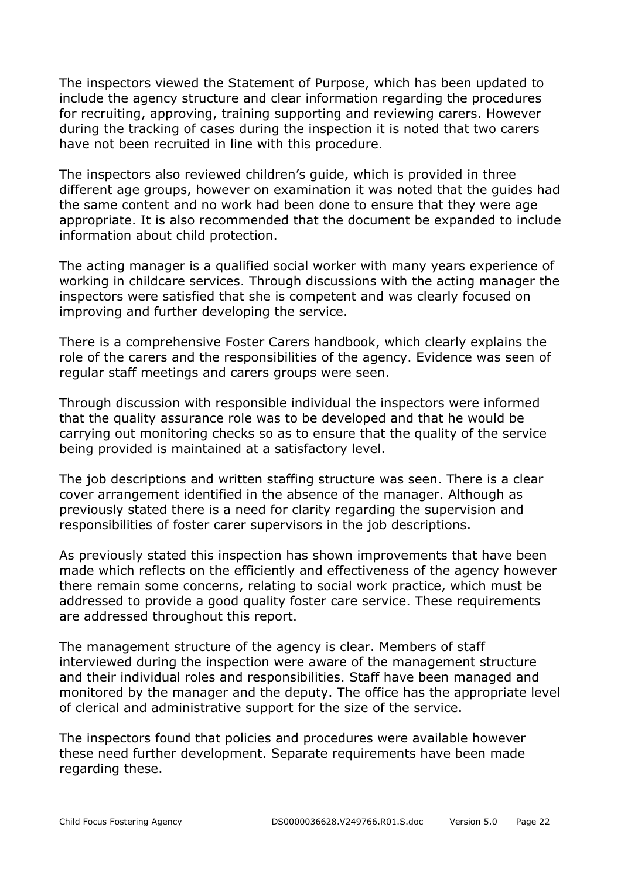The inspectors viewed the Statement of Purpose, which has been updated to include the agency structure and clear information regarding the procedures for recruiting, approving, training supporting and reviewing carers. However during the tracking of cases during the inspection it is noted that two carers have not been recruited in line with this procedure.

The inspectors also reviewed children's guide, which is provided in three different age groups, however on examination it was noted that the guides had the same content and no work had been done to ensure that they were age appropriate. It is also recommended that the document be expanded to include information about child protection.

The acting manager is a qualified social worker with many years experience of working in childcare services. Through discussions with the acting manager the inspectors were satisfied that she is competent and was clearly focused on improving and further developing the service.

There is a comprehensive Foster Carers handbook, which clearly explains the role of the carers and the responsibilities of the agency. Evidence was seen of regular staff meetings and carers groups were seen.

Through discussion with responsible individual the inspectors were informed that the quality assurance role was to be developed and that he would be carrying out monitoring checks so as to ensure that the quality of the service being provided is maintained at a satisfactory level.

The job descriptions and written staffing structure was seen. There is a clear cover arrangement identified in the absence of the manager. Although as previously stated there is a need for clarity regarding the supervision and responsibilities of foster carer supervisors in the job descriptions.

As previously stated this inspection has shown improvements that have been made which reflects on the efficiently and effectiveness of the agency however there remain some concerns, relating to social work practice, which must be addressed to provide a good quality foster care service. These requirements are addressed throughout this report.

The management structure of the agency is clear. Members of staff interviewed during the inspection were aware of the management structure and their individual roles and responsibilities. Staff have been managed and monitored by the manager and the deputy. The office has the appropriate level of clerical and administrative support for the size of the service.

The inspectors found that policies and procedures were available however these need further development. Separate requirements have been made regarding these.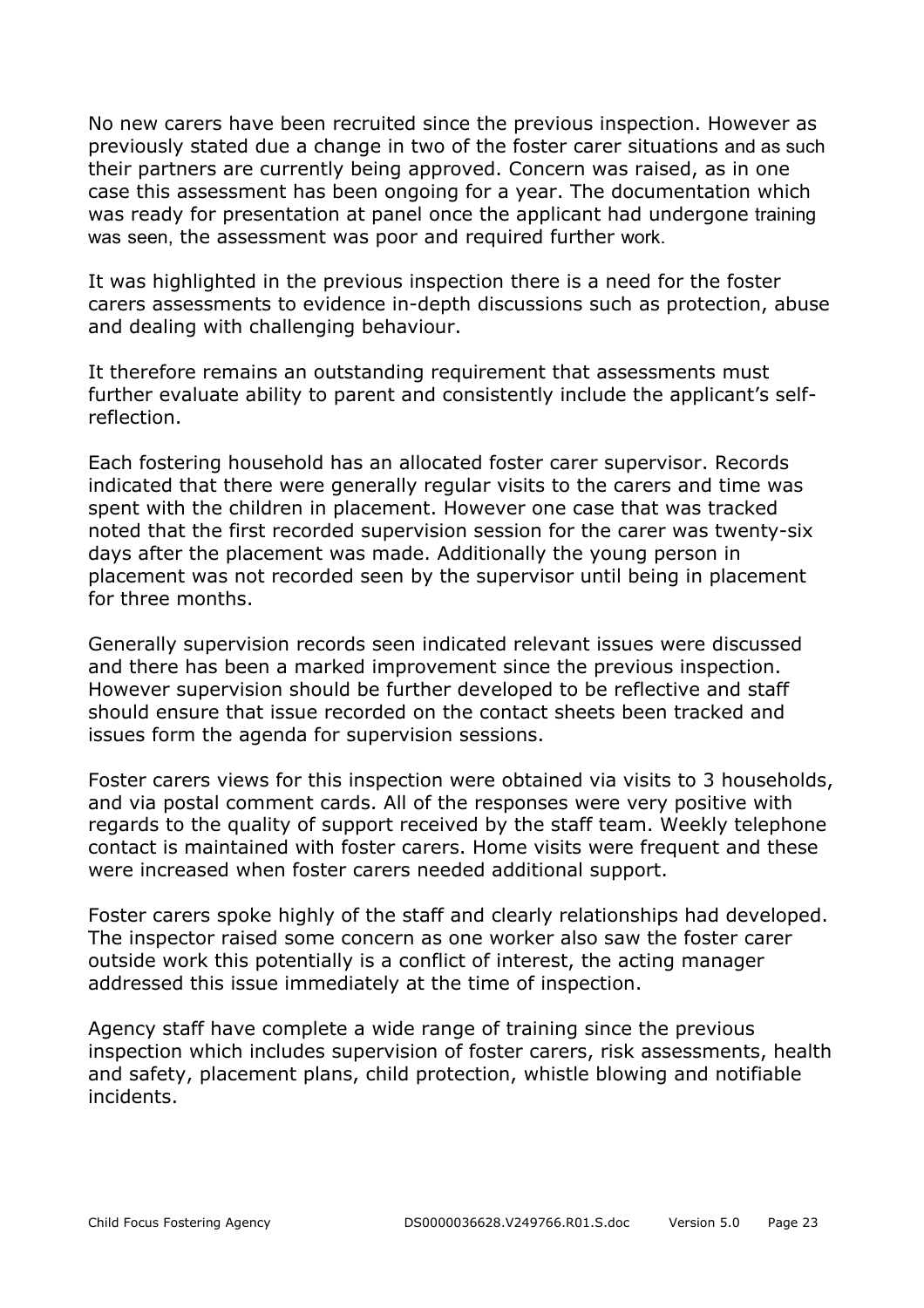No new carers have been recruited since the previous inspection. However as previously stated due a change in two of the foster carer situations and as such their partners are currently being approved. Concern was raised, as in one case this assessment has been ongoing for a year. The documentation which was ready for presentation at panel once the applicant had undergone training was seen, the assessment was poor and required further work.

It was highlighted in the previous inspection there is a need for the foster carers assessments to evidence in-depth discussions such as protection, abuse and dealing with challenging behaviour.

It therefore remains an outstanding requirement that assessments must further evaluate ability to parent and consistently include the applicant's self-reflection.

Each fostering household has an allocated foster carer supervisor. Records indicated that there were generally regular visits to the carers and time was spent with the children in placement. However one case that was tracked noted that the first recorded supervision session for the carer was twenty-six days after the placement was made. Additionally the young person in placement was not recorded seen by the supervisor until being in placement for three months.

Generally supervision records seen indicated relevant issues were discussed and there has been a marked improvement since the previous inspection. However supervision should be further developed to be reflective and staff should ensure that issue recorded on the contact sheets been tracked and issues form the agenda for supervision sessions.

Foster carers views for this inspection were obtained via visits to 3 households, and via postal comment cards. All of the responses were very positive with regards to the quality of support received by the staff team. Weekly telephone contact is maintained with foster carers. Home visits were frequent and these were increased when foster carers needed additional support.

Foster carers spoke highly of the staff and clearly relationships had developed. The inspector raised some concern as one worker also saw the foster carer outside work this potentially is a conflict of interest, the acting manager addressed this issue immediately at the time of inspection.

Agency staff have complete a wide range of training since the previous inspection which includes supervision of foster carers, risk assessments, health and safety, placement plans, child protection, whistle blowing and notifiable incidents.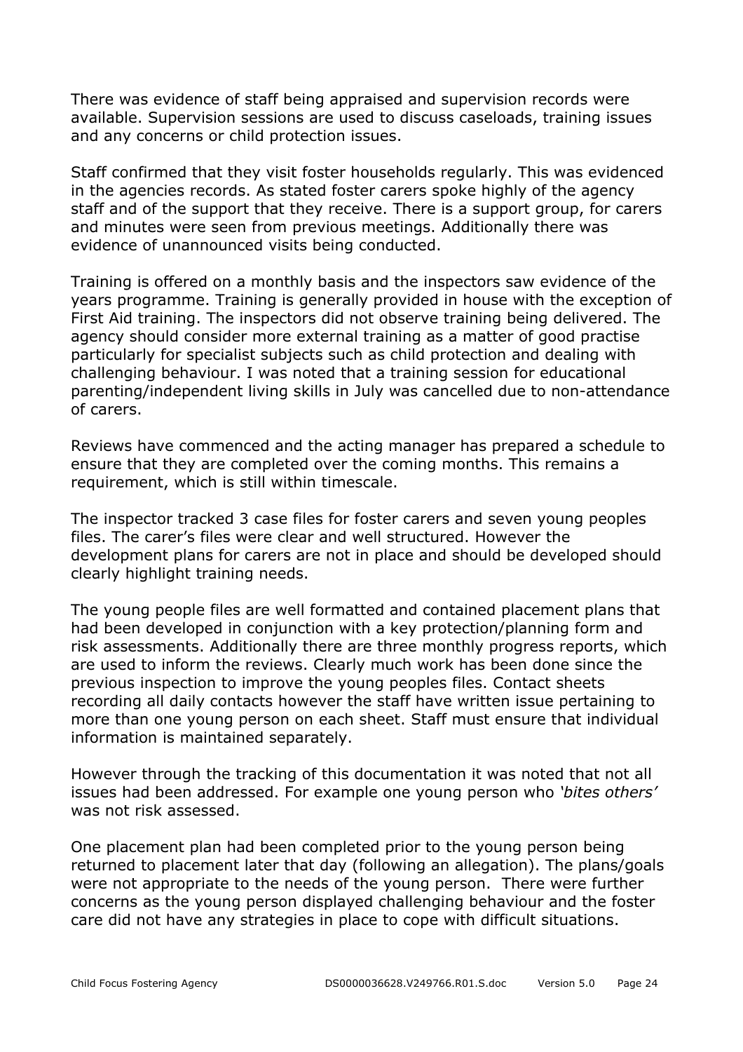There was evidence of staff being appraised and supervision records were available. Supervision sessions are used to discuss caseloads, training issues and any concerns or child protection issues.

Staff confirmed that they visit foster households regularly. This was evidenced in the agencies records. As stated foster carers spoke highly of the agency staff and of the support that they receive. There is a support group, for carers and minutes were seen from previous meetings. Additionally there was evidence of unannounced visits being conducted.

Training is offered on a monthly basis and the inspectors saw evidence of the years programme. Training is generally provided in house with the exception of First Aid training. The inspectors did not observe training being delivered. The agency should consider more external training as a matter of good practise particularly for specialist subjects such as child protection and dealing with challenging behaviour. I was noted that a training session for educational parenting/independent living skills in July was cancelled due to non-attendance of carers.

Reviews have commenced and the acting manager has prepared a schedule to ensure that they are completed over the coming months. This remains a requirement, which is still within timescale.

The inspector tracked 3 case files for foster carers and seven young peoples files. The carer's files were clear and well structured. However the development plans for carers are not in place and should be developed should clearly highlight training needs.

The young people files are well formatted and contained placement plans that had been developed in conjunction with a key protection/planning form and risk assessments. Additionally there are three monthly progress reports, which are used to inform the reviews. Clearly much work has been done since the previous inspection to improve the young peoples files. Contact sheets recording all daily contacts however the staff have written issue pertaining to more than one young person on each sheet. Staff must ensure that individual information is maintained separately.

However through the tracking of this documentation it was noted that not all issues had been addressed. For example one young person who *'bites others'* was not risk assessed.

One placement plan had been completed prior to the young person being returned to placement later that day (following an allegation). The plans/goals were not appropriate to the needs of the young person. There were further concerns as the young person displayed challenging behaviour and the foster care did not have any strategies in place to cope with difficult situations.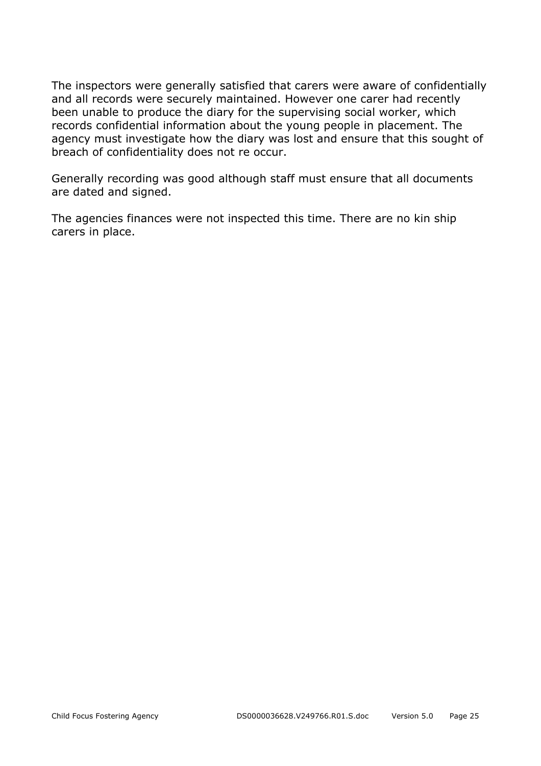The inspectors were generally satisfied that carers were aware of confidentially and all records were securely maintained. However one carer had recently been unable to produce the diary for the supervising social worker, which records confidential information about the young people in placement. The agency must investigate how the diary was lost and ensure that this sought of breach of confidentiality does not re occur.

Generally recording was good although staff must ensure that all documents are dated and signed.

The agencies finances were not inspected this time. There are no kin ship carers in place.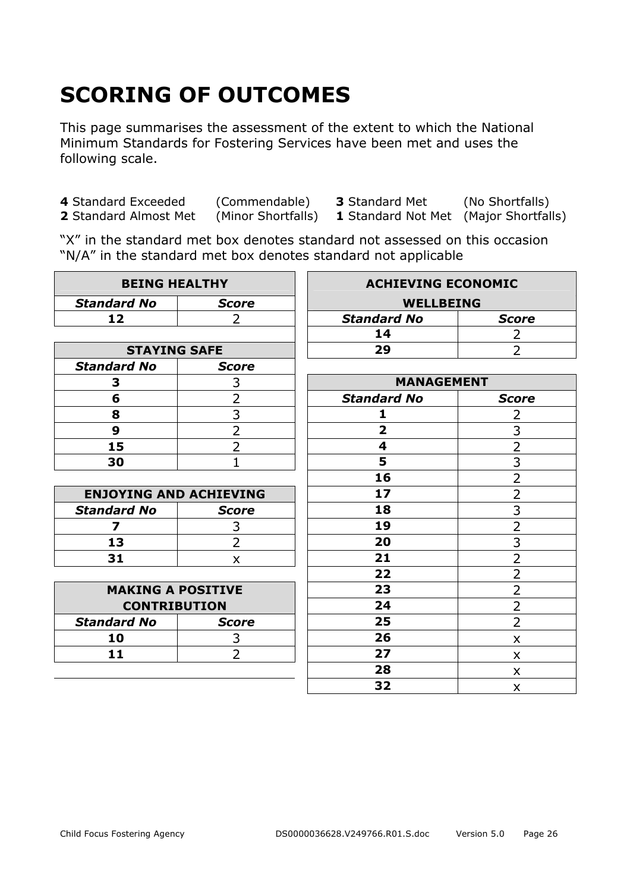# SCORING OF OUTCOMES

This page summarises the assessment of the extent to which the National Minimum Standards for Fostering Services have been met and uses the following scale.

**4** Standard Exceeded (Commendable) **3** Standard Met (No Shortfalls)
**2** Standard Almost Met (Minor Shortfalls) **1** Standard Not Met (Major Shortfalls)

"X" in the standard met box denotes standard not assessed on this occasion
"N/A" in the standard met box denotes standard not applicable

| BEING HEALTHY | |
|---|---|
| ***Standard No*** | ***Score*** |
| **12** | 2 |

| STAYING SAFE | |
|---|---|
| ***Standard No*** | ***Score*** |
| **3** | 3 |
| **6** | 2 |
| **8** | 3 |
| **9** | 2 |
| **15** | 2 |
| **30** | 1 |

| ENJOYING AND ACHIEVING | |
|---|---|
| ***Standard No*** | ***Score*** |
| **7** | 3 |
| **13** | 2 |
| **31** | x |

| MAKING A POSITIVE CONTRIBUTION | |
|---|---|
| ***Standard No*** | ***Score*** |
| **10** | 3 |
| **11** | 2 |

| ACHIEVING ECONOMIC WELLBEING | |
|---|---|
| ***Standard No*** | ***Score*** |
| **14** | 2 |
| **29** | 2 |

| MANAGEMENT | |
|---|---|
| ***Standard No*** | ***Score*** |
| **1** | 2 |
| **2** | 3 |
| **4** | 2 |
| **5** | 3 |
| **16** | 2 |
| **17** | 2 |
| **18** | 3 |
| **19** | 2 |
| **20** | 3 |
| **21** | 2 |
| **22** | 2 |
| **23** | 2 |
| **24** | 2 |
| **25** | 2 |
| **26** | x |
| **27** | x |
| **28** | x |
| **32** | x |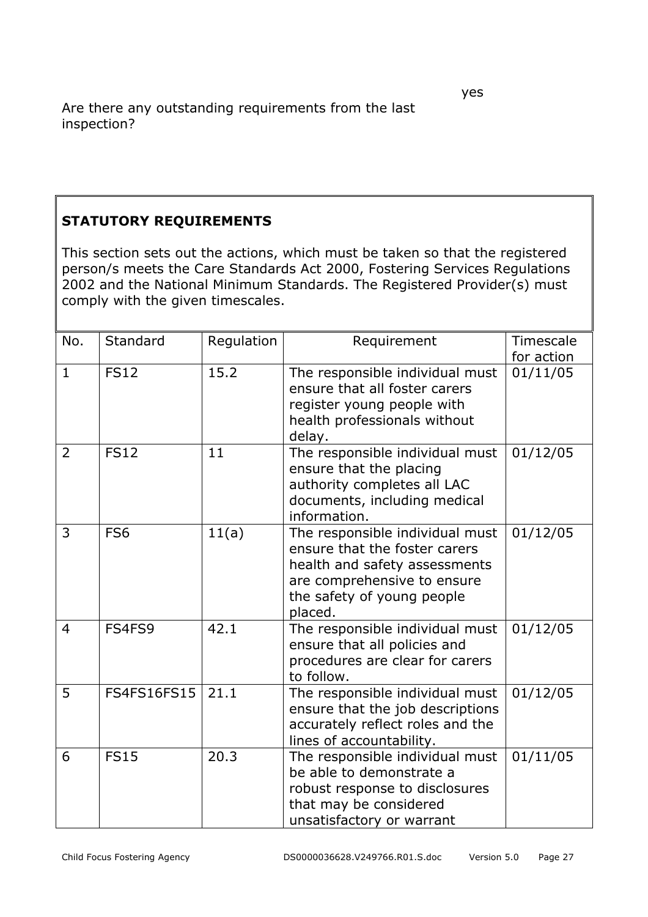Are there any outstanding requirements from the last inspection? yes

**STATUTORY REQUIREMENTS**

This section sets out the actions, which must be taken so that the registered person/s meets the Care Standards Act 2000, Fostering Services Regulations 2002 and the National Minimum Standards. The Registered Provider(s) must comply with the given timescales.

| No. | Standard | Regulation | Requirement | Timescale for action |
|---|---|---|---|---|
| 1 | FS12 | 15.2 | The responsible individual must ensure that all foster carers register young people with health professionals without delay. | 01/11/05 |
| 2 | FS12 | 11 | The responsible individual must ensure that the placing authority completes all LAC documents, including medical information. | 01/12/05 |
| 3 | FS6 | 11(a) | The responsible individual must ensure that the foster carers health and safety assessments are comprehensive to ensure the safety of young people placed. | 01/12/05 |
| 4 | FS4FS9 | 42.1 | The responsible individual must ensure that all policies and procedures are clear for carers to follow. | 01/12/05 |
| 5 | FS4FS16FS15 | 21.1 | The responsible individual must ensure that the job descriptions accurately reflect roles and the lines of accountability. | 01/12/05 |
| 6 | FS15 | 20.3 | The responsible individual must be able to demonstrate a robust response to disclosures that may be considered unsatisfactory or warrant | 01/11/05 |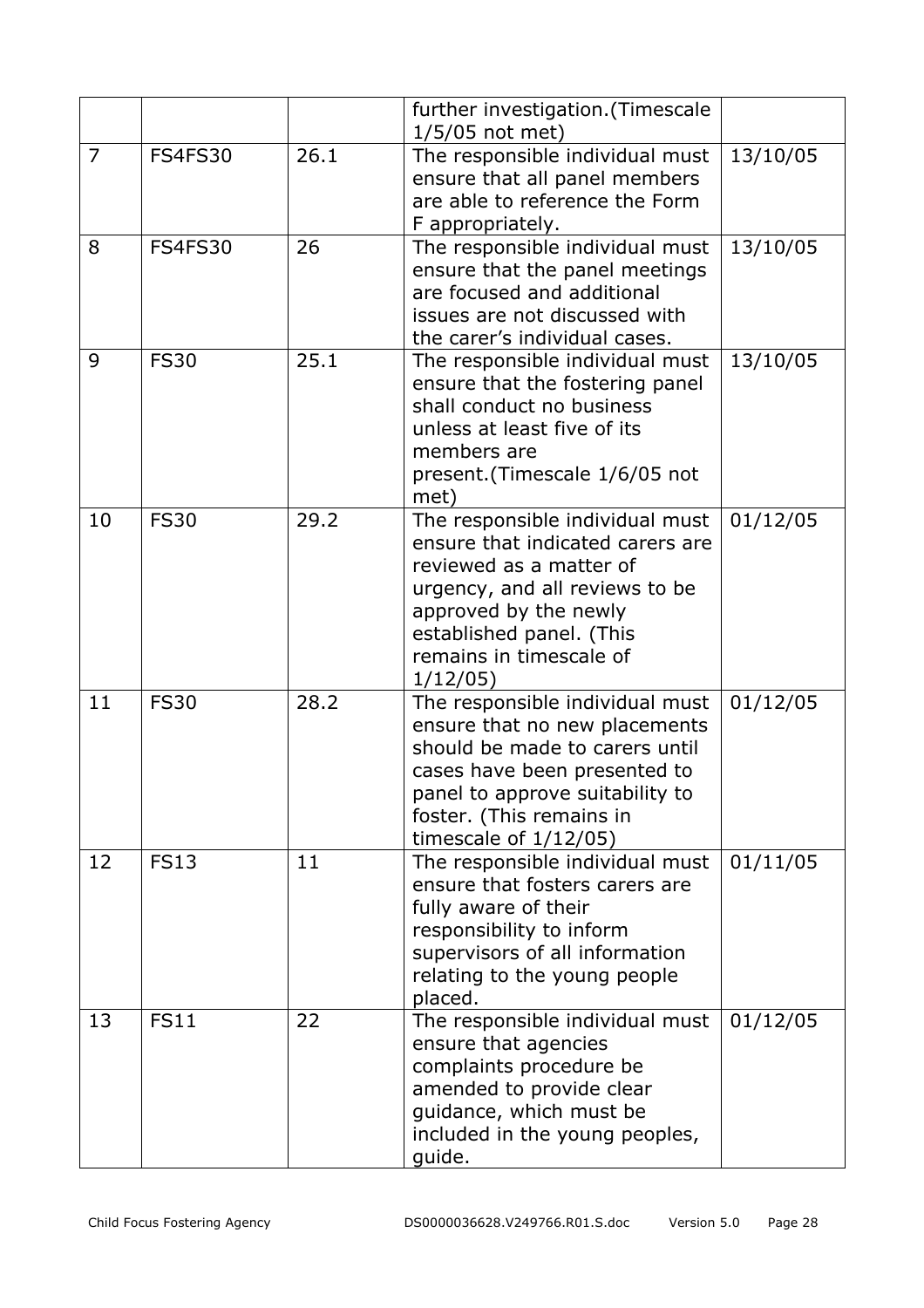| | | | further investigation.(Timescale 1/5/05 not met) | |
|---|---|---|---|---|
| 7 | FS4FS30 | 26.1 | The responsible individual must ensure that all panel members are able to reference the Form F appropriately. | 13/10/05 |
| 8 | FS4FS30 | 26 | The responsible individual must ensure that the panel meetings are focused and additional issues are not discussed with the carer's individual cases. | 13/10/05 |
| 9 | FS30 | 25.1 | The responsible individual must ensure that the fostering panel shall conduct no business unless at least five of its members are present.(Timescale 1/6/05 not met) | 13/10/05 |
| 10 | FS30 | 29.2 | The responsible individual must ensure that indicated carers are reviewed as a matter of urgency, and all reviews to be approved by the newly established panel. (This remains in timescale of 1/12/05) | 01/12/05 |
| 11 | FS30 | 28.2 | The responsible individual must ensure that no new placements should be made to carers until cases have been presented to panel to approve suitability to foster. (This remains in timescale of 1/12/05) | 01/12/05 |
| 12 | FS13 | 11 | The responsible individual must ensure that fosters carers are fully aware of their responsibility to inform supervisors of all information relating to the young people placed. | 01/11/05 |
| 13 | FS11 | 22 | The responsible individual must ensure that agencies complaints procedure be amended to provide clear guidance, which must be included in the young peoples, guide. | 01/12/05 |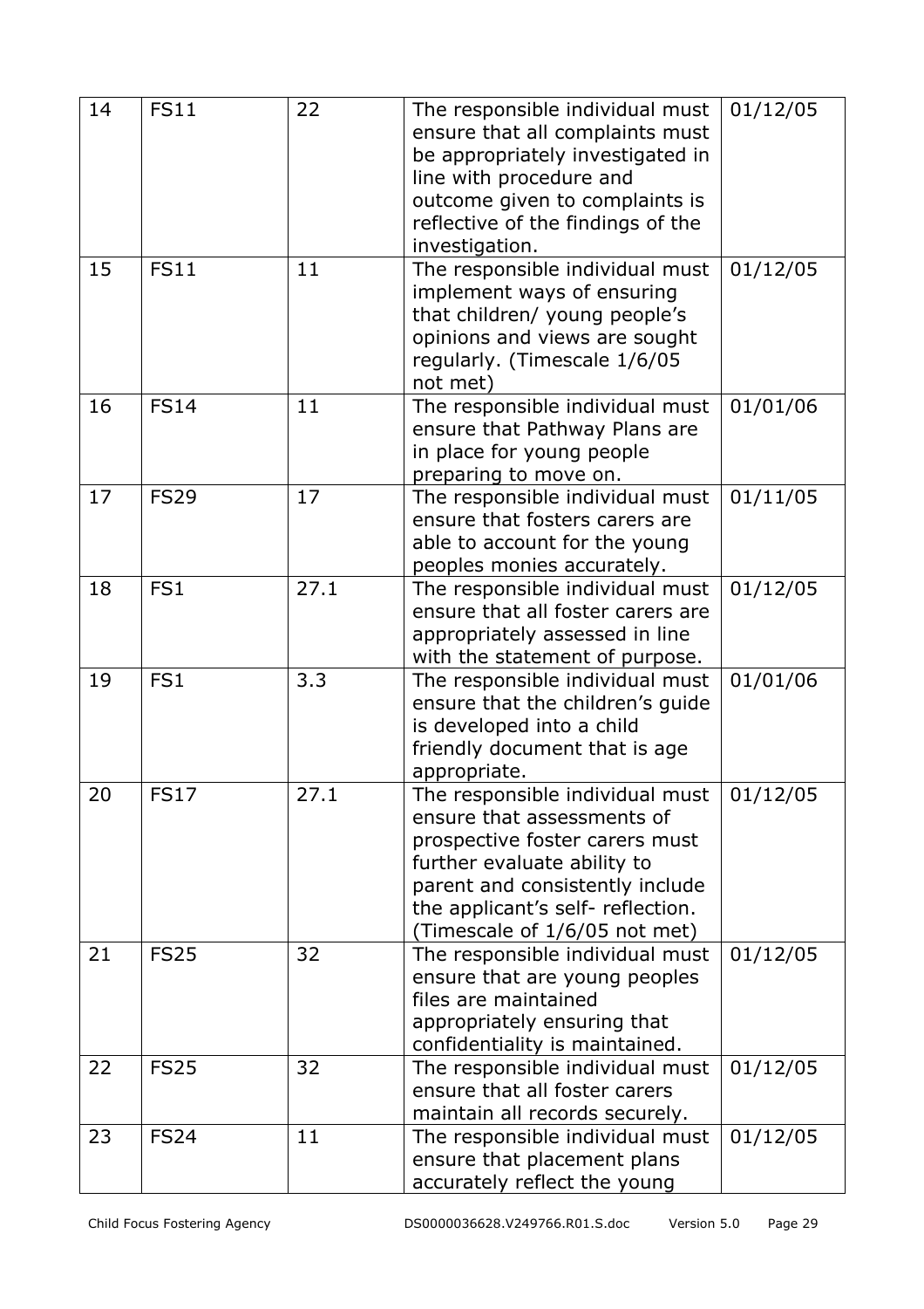| 14 | FS11 | 22 | The responsible individual must ensure that all complaints must be appropriately investigated in line with procedure and outcome given to complaints is reflective of the findings of the investigation. | 01/12/05 |
|---|---|---|---|---|
| 15 | FS11 | 11 | The responsible individual must implement ways of ensuring that children/ young people's opinions and views are sought regularly. (Timescale 1/6/05 not met) | 01/12/05 |
| 16 | FS14 | 11 | The responsible individual must ensure that Pathway Plans are in place for young people preparing to move on. | 01/01/06 |
| 17 | FS29 | 17 | The responsible individual must ensure that fosters carers are able to account for the young peoples monies accurately. | 01/11/05 |
| 18 | FS1 | 27.1 | The responsible individual must ensure that all foster carers are appropriately assessed in line with the statement of purpose. | 01/12/05 |
| 19 | FS1 | 3.3 | The responsible individual must ensure that the children's guide is developed into a child friendly document that is age appropriate. | 01/01/06 |
| 20 | FS17 | 27.1 | The responsible individual must ensure that assessments of prospective foster carers must further evaluate ability to parent and consistently include the applicant's self- reflection. (Timescale of 1/6/05 not met) | 01/12/05 |
| 21 | FS25 | 32 | The responsible individual must ensure that are young peoples files are maintained appropriately ensuring that confidentiality is maintained. | 01/12/05 |
| 22 | FS25 | 32 | The responsible individual must ensure that all foster carers maintain all records securely. | 01/12/05 |
| 23 | FS24 | 11 | The responsible individual must ensure that placement plans accurately reflect the young | 01/12/05 |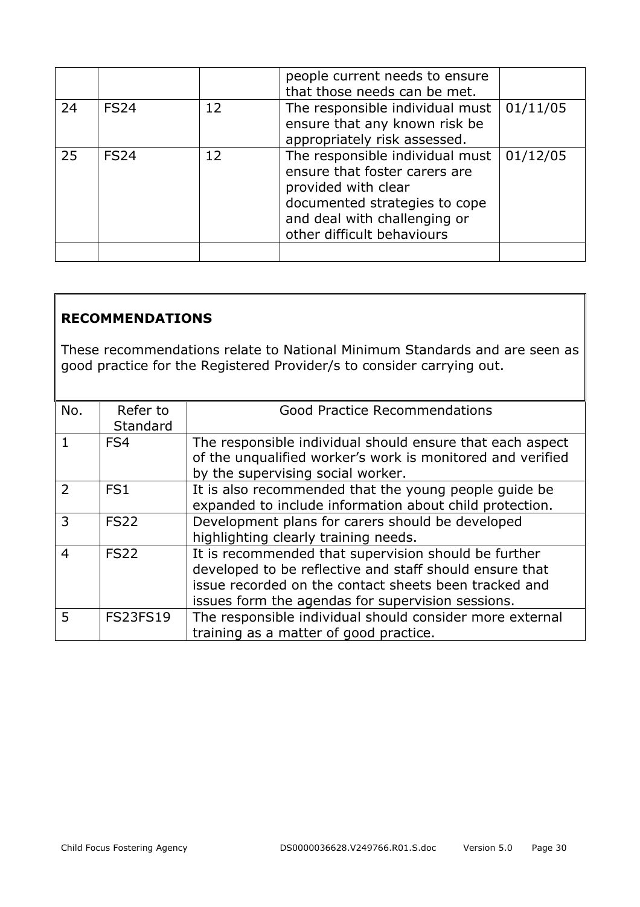|  |  |  | people current needs to ensure that those needs can be met. |  |
|---|---|---|---|---|
| 24 | FS24 | 12 | The responsible individual must ensure that any known risk be appropriately risk assessed. | 01/11/05 |
| 25 | FS24 | 12 | The responsible individual must ensure that foster carers are provided with clear documented strategies to cope and deal with challenging or other difficult behaviours | 01/12/05 |
|  |  |  |  |  |

**RECOMMENDATIONS**

These recommendations relate to National Minimum Standards and are seen as good practice for the Registered Provider/s to consider carrying out.

| No. | Refer to Standard | Good Practice Recommendations |
|---|---|---|
| 1 | FS4 | The responsible individual should ensure that each aspect of the unqualified worker's work is monitored and verified by the supervising social worker. |
| 2 | FS1 | It is also recommended that the young people guide be expanded to include information about child protection. |
| 3 | FS22 | Development plans for carers should be developed highlighting clearly training needs. |
| 4 | FS22 | It is recommended that supervision should be further developed to be reflective and staff should ensure that issue recorded on the contact sheets been tracked and issues form the agendas for supervision sessions. |
| 5 | FS23FS19 | The responsible individual should consider more external training as a matter of good practice. |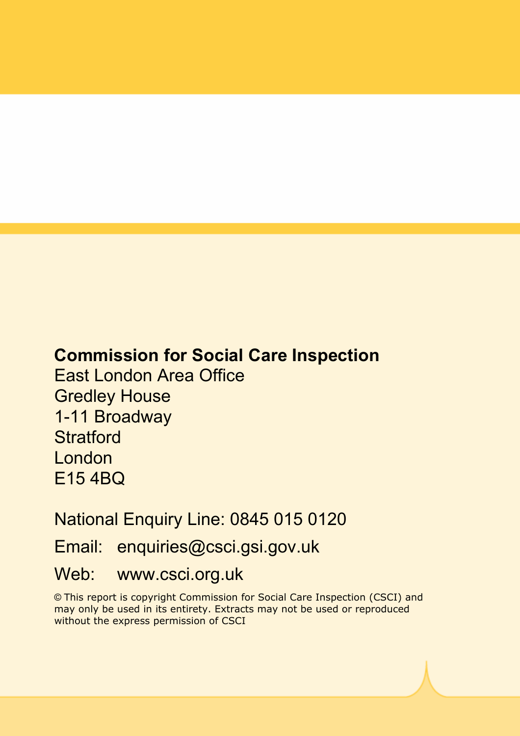**Commission for Social Care Inspection**
East London Area Office
Gredley House
1-11 Broadway
Stratford
London
E15 4BQ

National Enquiry Line: 0845 015 0120

Email: enquiries@csci.gsi.gov.uk

Web: www.csci.org.uk

© This report is copyright Commission for Social Care Inspection (CSCI) and may only be used in its entirety. Extracts may not be used or reproduced without the express permission of CSCI